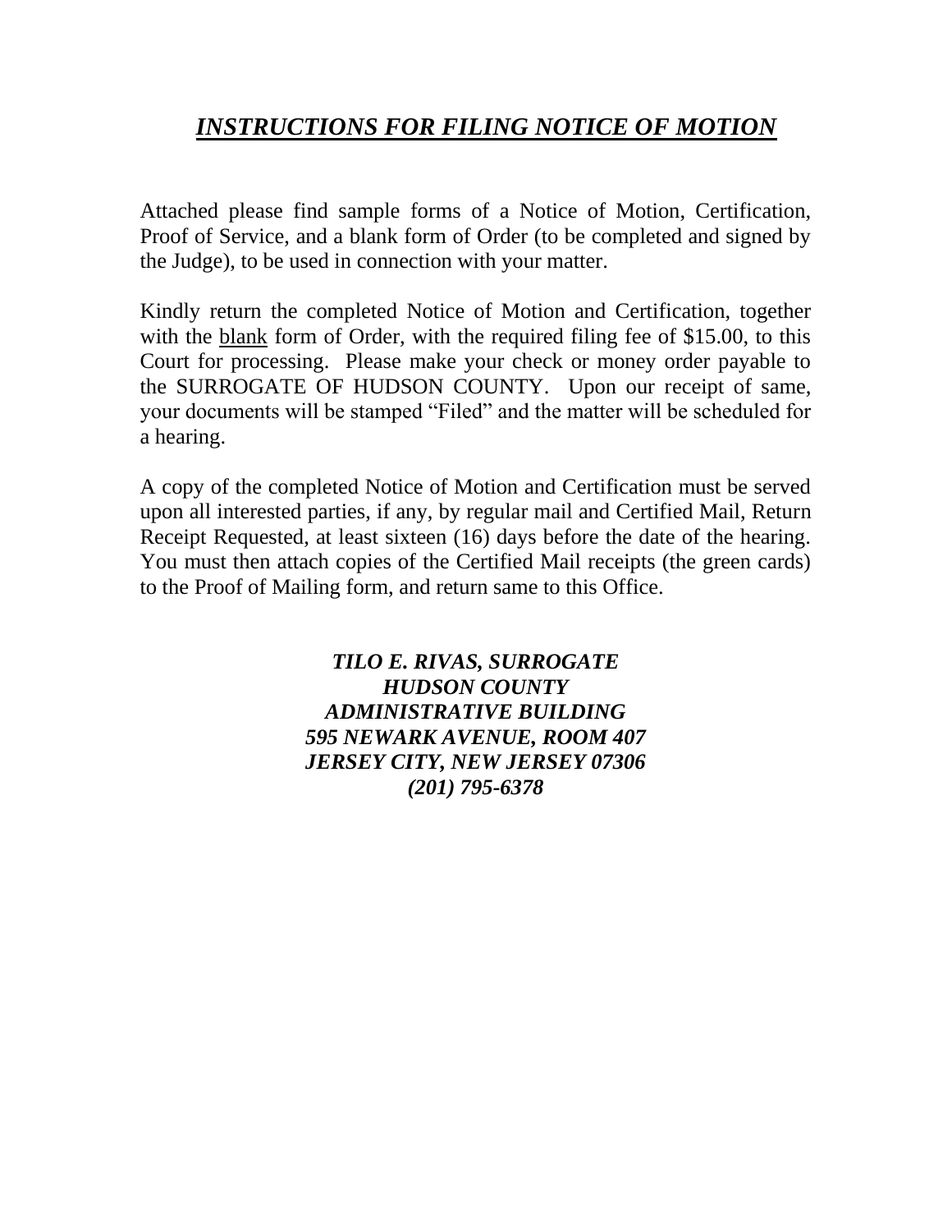# ***INSTRUCTIONS FOR FILING NOTICE OF MOTION***

Attached please find sample forms of a Notice of Motion, Certification, Proof of Service, and a blank form of Order (to be completed and signed by the Judge), to be used in connection with your matter.

Kindly return the completed Notice of Motion and Certification, together with the blank form of Order, with the required filing fee of $15.00, to this Court for processing. Please make your check or money order payable to the SURROGATE OF HUDSON COUNTY. Upon our receipt of same, your documents will be stamped "Filed" and the matter will be scheduled for a hearing.

A copy of the completed Notice of Motion and Certification must be served upon all interested parties, if any, by regular mail and Certified Mail, Return Receipt Requested, at least sixteen (16) days before the date of the hearing. You must then attach copies of the Certified Mail receipts (the green cards) to the Proof of Mailing form, and return same to this Office.

***TILO E. RIVAS, SURROGATE***
***HUDSON COUNTY***
***ADMINISTRATIVE BUILDING***
***595 NEWARK AVENUE, ROOM 407***
***JERSEY CITY, NEW JERSEY 07306***
***(201) 795-6378***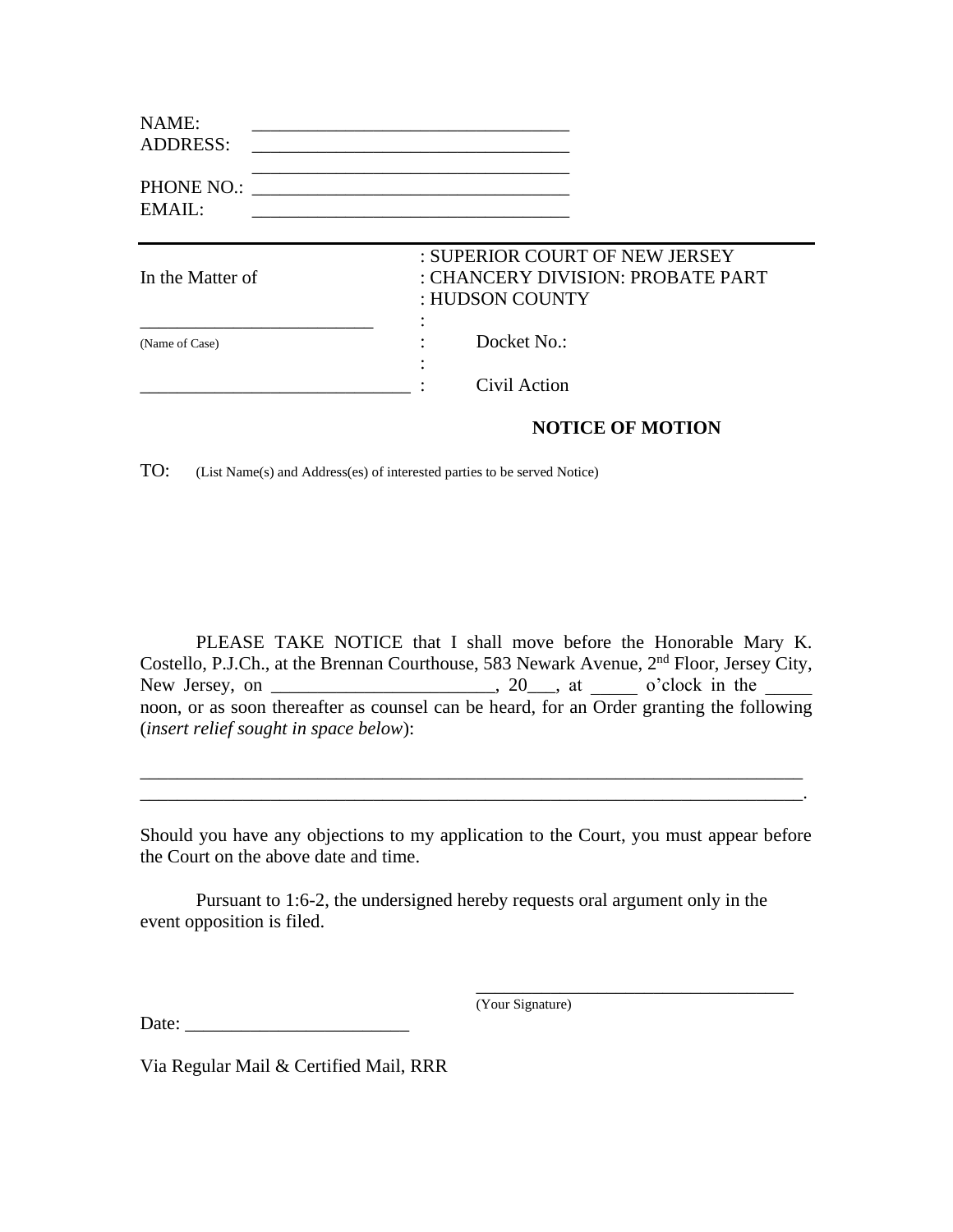NAME: ___________________________________
ADDRESS: ___________________________________
___________________________________
PHONE NO.: ___________________________________
EMAIL: ___________________________________

---

| | |
|---|---|
| In the Matter of | : SUPERIOR COURT OF NEW JERSEY<br>: CHANCERY DIVISION: PROBATE PART<br>: HUDSON COUNTY |
| _________________________<br>(Name of Case) | :<br>: Docket No.:<br>: |
| _____________________________ | : Civil Action |

**NOTICE OF MOTION**

TO: (List Name(s) and Address(es) of interested parties to be served Notice)

PLEASE TAKE NOTICE that I shall move before the Honorable Mary K. Costello, P.J.Ch., at the Brennan Courthouse, 583 Newark Avenue, 2nd Floor, Jersey City, New Jersey, on ________________________, 20___, at _____ o'clock in the _____ noon, or as soon thereafter as counsel can be heard, for an Order granting the following (*insert relief sought in space below*):

___________________________________________________________________________
___________________________________________________________________________.

Should you have any objections to my application to the Court, you must appear before the Court on the above date and time.

Pursuant to 1:6-2, the undersigned hereby requests oral argument only in the event opposition is filed.

____________________________________
(Your Signature)

Date: ________________________

Via Regular Mail & Certified Mail, RRR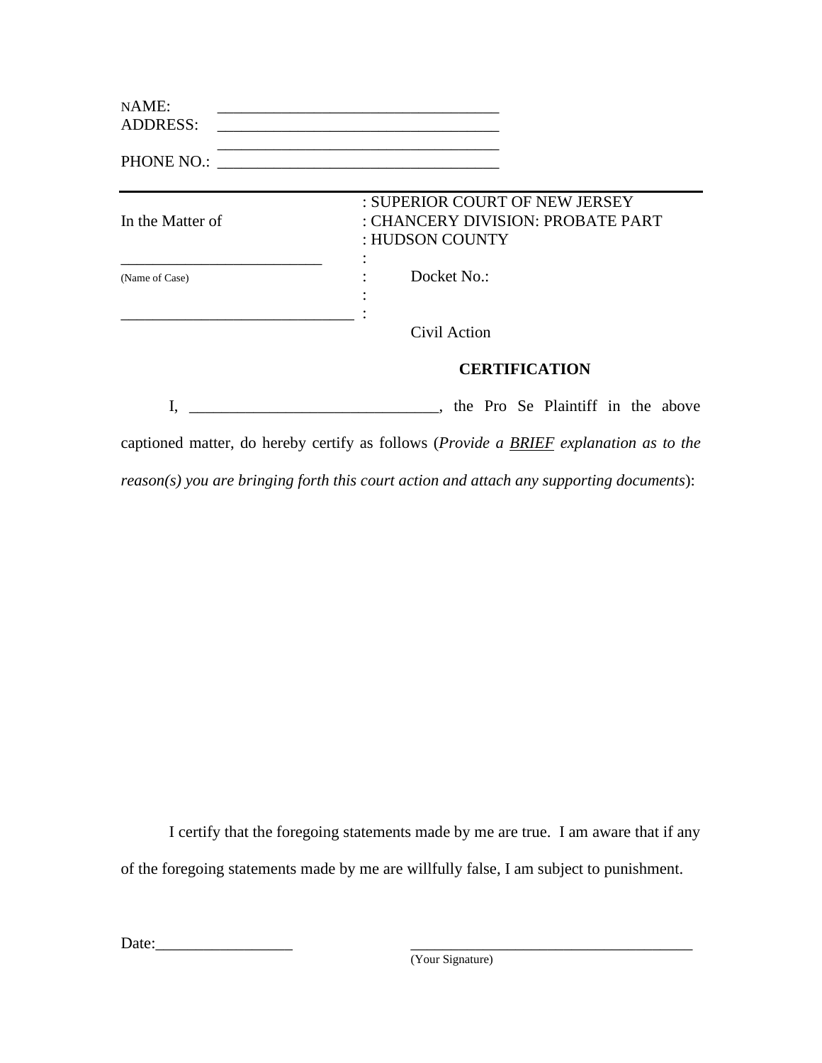NAME: ___________________________________

ADDRESS: ___________________________________

___________________________________

PHONE NO.: ___________________________________

| | |
|---|---|
| In the Matter of | : SUPERIOR COURT OF NEW JERSEY<br>: CHANCERY DIVISION: PROBATE PART<br>: HUDSON COUNTY |
| ________________________ | : |
| (Name of Case) | : Docket No.: |
| | : |
| _____________________________ | : |
| | Civil Action |

**CERTIFICATION**

I, ______________________________, the Pro Se Plaintiff in the above captioned matter, do hereby certify as follows (*Provide a BRIEF explanation as to the reason(s) you are bringing forth this court action and attach any supporting documents*):

I certify that the foregoing statements made by me are true. I am aware that if any of the foregoing statements made by me are willfully false, I am subject to punishment.

Date:________________

___________________________________
(Your Signature)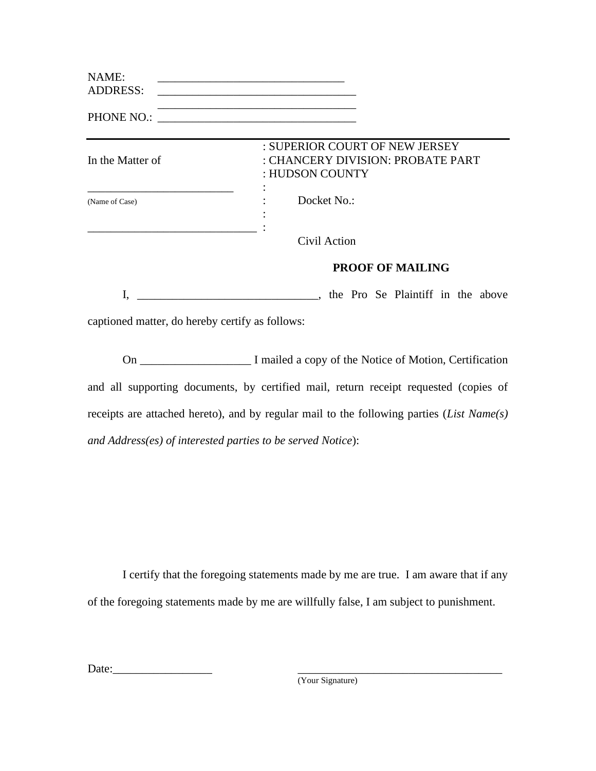NAME: ________________________________

ADDRESS: __________________________________

__________________________________

PHONE NO.: __________________________________

---

| | |
|---|---|
| In the Matter of | : SUPERIOR COURT OF NEW JERSEY<br>: CHANCERY DIVISION: PROBATE PART<br>: HUDSON COUNTY |
| ________________________<br>(Name of Case) | :<br>: Docket No.:<br>: |
| _____________________________ | :<br>Civil Action |

**PROOF OF MAILING**

I, ______________________________, the Pro Se Plaintiff in the above captioned matter, do hereby certify as follows:

On __________________ I mailed a copy of the Notice of Motion, Certification and all supporting documents, by certified mail, return receipt requested (copies of receipts are attached hereto), and by regular mail to the following parties (*List Name(s) and Address(es) of interested parties to be served Notice*):

I certify that the foregoing statements made by me are true. I am aware that if any of the foregoing statements made by me are willfully false, I am subject to punishment.

Date:_________________ ____________________________________
(Your Signature)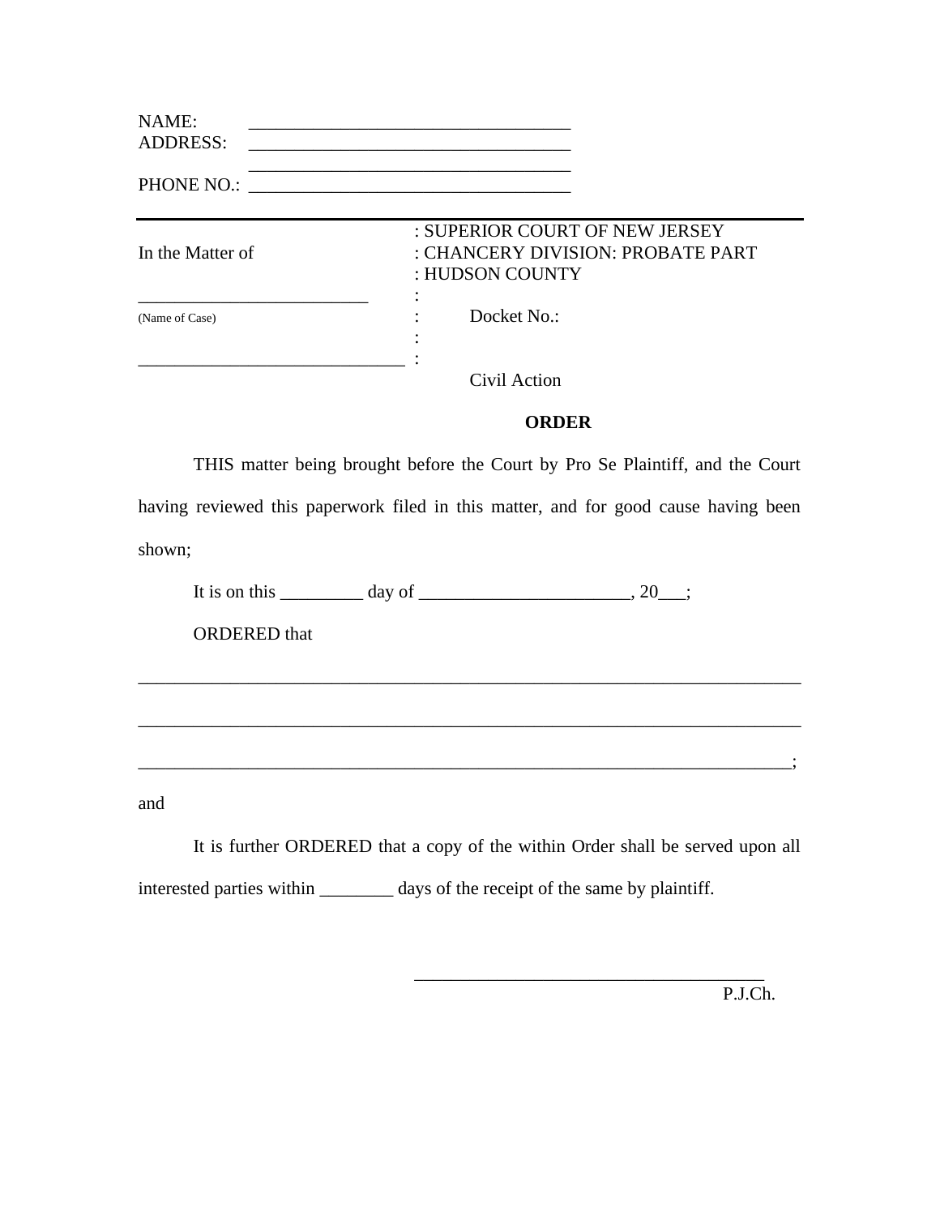NAME: ___________________________________
ADDRESS: ___________________________________
___________________________________
PHONE NO.: ___________________________________

| | |
|---|---|
| In the Matter of | : SUPERIOR COURT OF NEW JERSEY<br>: CHANCERY DIVISION: PROBATE PART<br>: HUDSON COUNTY |
| _________________________ | : |
| (Name of Case) | : Docket No.: |
| | : |
| _____________________________ | : |
| | Civil Action |

**ORDER**

THIS matter being brought before the Court by Pro Se Plaintiff, and the Court having reviewed this paperwork filed in this matter, and for good cause having been shown;

It is on this _________ day of _______________________, 20___;

ORDERED that

___________________________________________________________________________

___________________________________________________________________________

__________________________________________________________________________;

and

It is further ORDERED that a copy of the within Order shall be served upon all interested parties within ________ days of the receipt of the same by plaintiff.

_______________________________________
P.J.Ch.